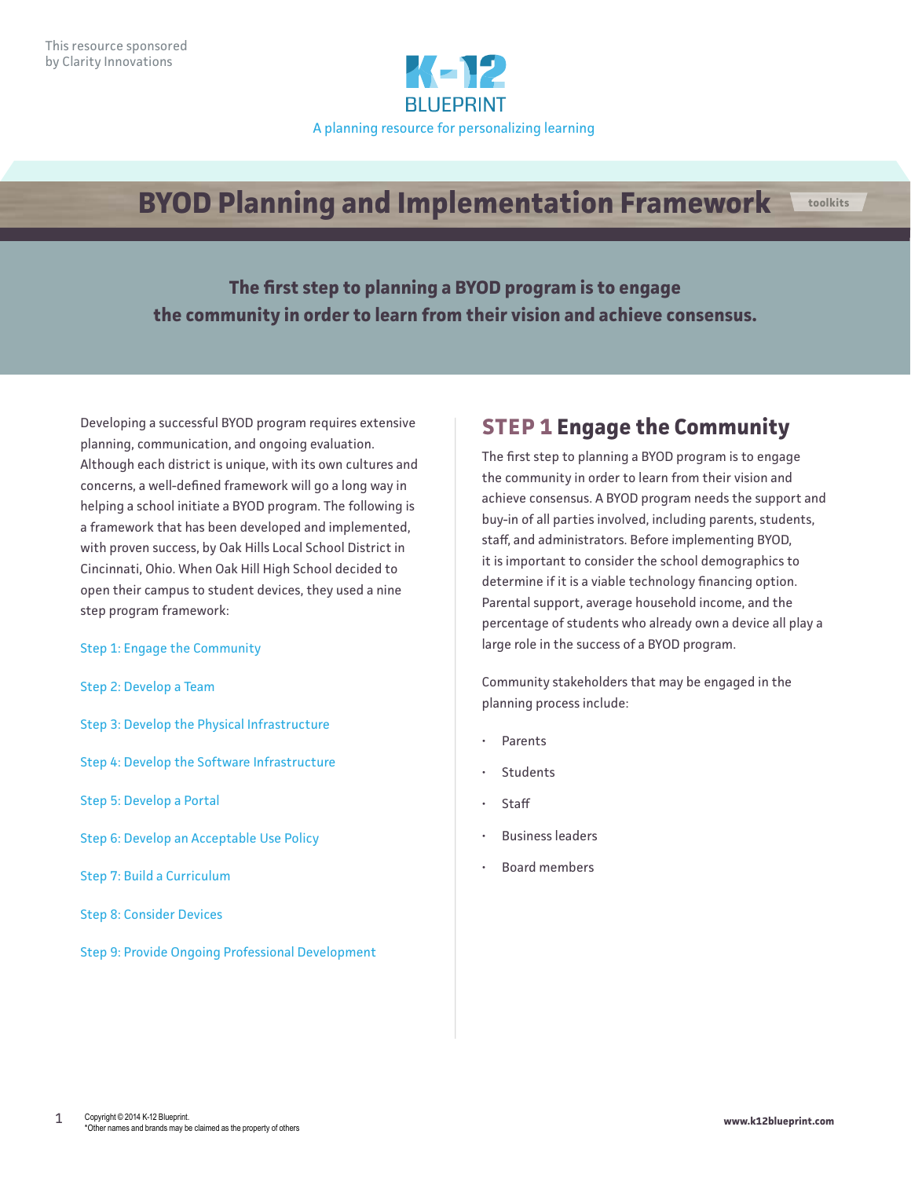This resource sponsored by Clarity Innovations

K-12 BLUEPRINT

A planning resource for personalizing learning

# BYOD Planning and Implementation Framework

toolkits

**The first step to planning a BYOD program is to engage the community in order to learn from their vision and achieve consensus.**

Developing a successful BYOD program requires extensive planning, communication, and ongoing evaluation. Although each district is unique, with its own cultures and concerns, a well-defined framework will go a long way in helping a school initiate a BYOD program. The following is a framework that has been developed and implemented, with proven success, by Oak Hills Local School District in Cincinnati, Ohio. When Oak Hill High School decided to open their campus to student devices, they used a nine step program framework:

Step 1: Engage the Community

Step 2: Develop a Team

Step 3: Develop the Physical Infrastructure

Step 4: Develop the Software Infrastructure

Step 5: Develop a Portal

Step 6: Develop an Acceptable Use Policy

Step 7: Build a Curriculum

Step 8: Consider Devices

Step 9: Provide Ongoing Professional Development

## STEP 1 Engage the Community

The first step to planning a BYOD program is to engage the community in order to learn from their vision and achieve consensus. A BYOD program needs the support and buy-in of all parties involved, including parents, students, staff, and administrators. Before implementing BYOD, it is important to consider the school demographics to determine if it is a viable technology financing option. Parental support, average household income, and the percentage of students who already own a device all play a large role in the success of a BYOD program.

Community stakeholders that may be engaged in the planning process include:

- Parents
- Students
- Staff
- Business leaders
- Board members

Copyright © 2014 K-12 Blueprint.
*Other names and brands may be claimed as the property of others

www.k12blueprint.com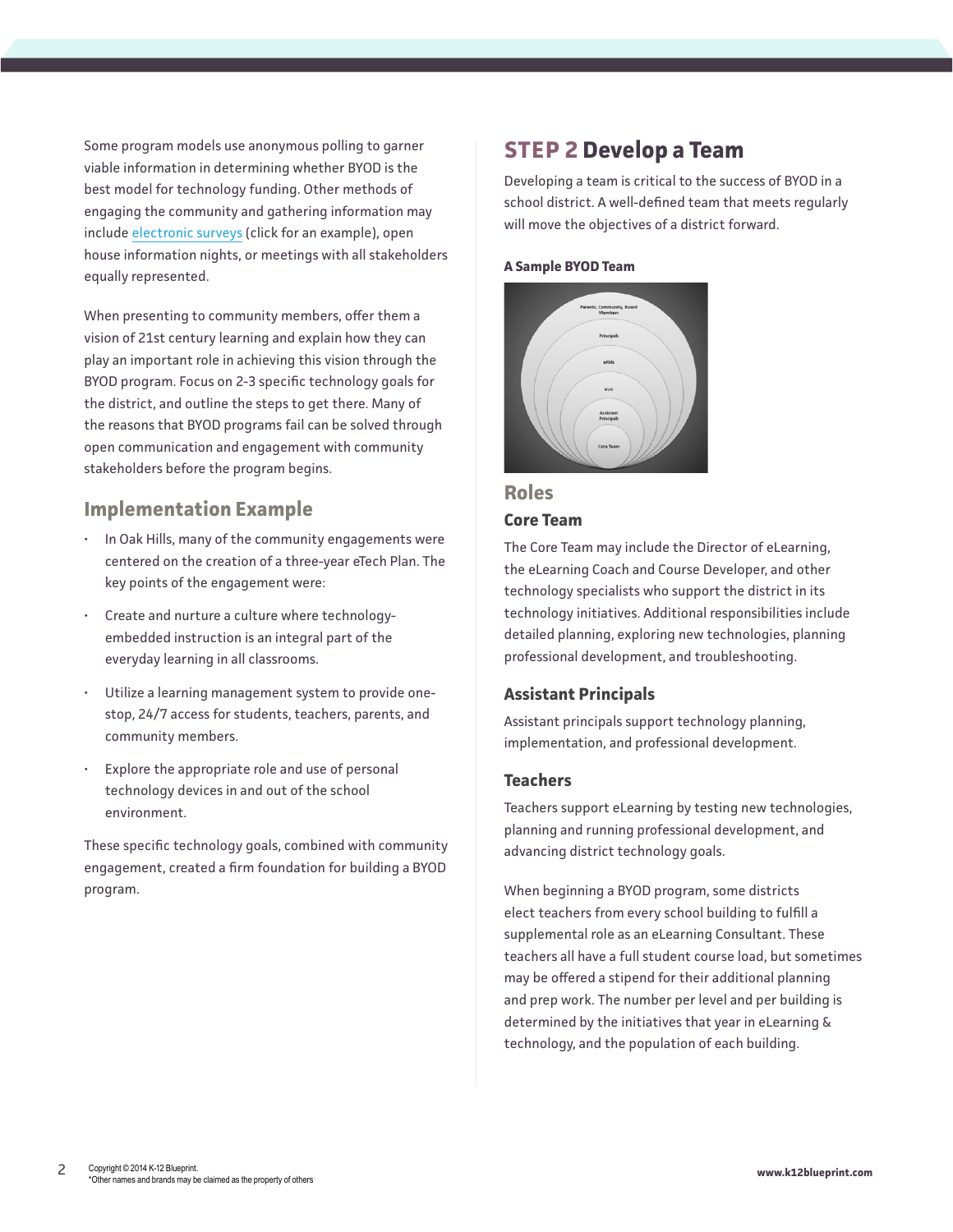Some program models use anonymous polling to garner viable information in determining whether BYOD is the best model for technology funding. Other methods of engaging the community and gathering information may include electronic surveys (click for an example), open house information nights, or meetings with all stakeholders equally represented.

When presenting to community members, offer them a vision of 21st century learning and explain how they can play an important role in achieving this vision through the BYOD program. Focus on 2-3 specific technology goals for the district, and outline the steps to get there. Many of the reasons that BYOD programs fail can be solved through open communication and engagement with community stakeholders before the program begins.

## Implementation Example

- In Oak Hills, many of the community engagements were centered on the creation of a three-year eTech Plan. The key points of the engagement were:
- Create and nurture a culture where technology-embedded instruction is an integral part of the everyday learning in all classrooms.
- Utilize a learning management system to provide one-stop, 24/7 access for students, teachers, parents, and community members.
- Explore the appropriate role and use of personal technology devices in and out of the school environment.

These specific technology goals, combined with community engagement, created a firm foundation for building a BYOD program.

# STEP 2 Develop a Team

Developing a team is critical to the success of BYOD in a school district. A well-defined team that meets regularly will move the objectives of a district forward.

**A Sample BYOD Team**

## Roles

### Core Team

The Core Team may include the Director of eLearning, the eLearning Coach and Course Developer, and other technology specialists who support the district in its technology initiatives. Additional responsibilities include detailed planning, exploring new technologies, planning professional development, and troubleshooting.

### Assistant Principals

Assistant principals support technology planning, implementation, and professional development.

### Teachers

Teachers support eLearning by testing new technologies, planning and running professional development, and advancing district technology goals.

When beginning a BYOD program, some districts elect teachers from every school building to fulfill a supplemental role as an eLearning Consultant. These teachers all have a full student course load, but sometimes may be offered a stipend for their additional planning and prep work. The number per level and per building is determined by the initiatives that year in eLearning & technology, and the population of each building.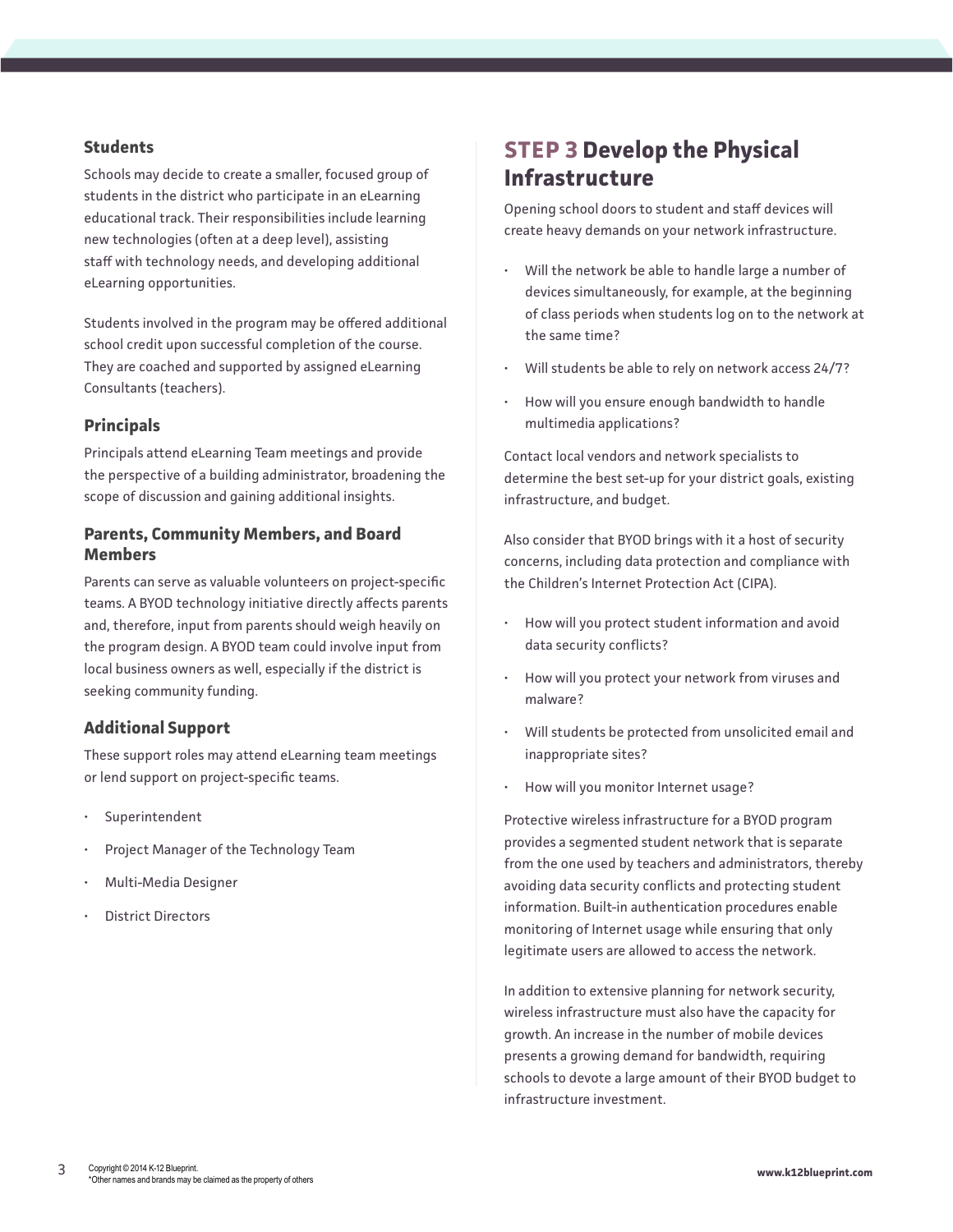### Students

Schools may decide to create a smaller, focused group of students in the district who participate in an eLearning educational track. Their responsibilities include learning new technologies (often at a deep level), assisting staff with technology needs, and developing additional eLearning opportunities.

Students involved in the program may be offered additional school credit upon successful completion of the course. They are coached and supported by assigned eLearning Consultants (teachers).

### Principals

Principals attend eLearning Team meetings and provide the perspective of a building administrator, broadening the scope of discussion and gaining additional insights.

### Parents, Community Members, and Board Members

Parents can serve as valuable volunteers on project-specific teams. A BYOD technology initiative directly affects parents and, therefore, input from parents should weigh heavily on the program design. A BYOD team could involve input from local business owners as well, especially if the district is seeking community funding.

### Additional Support

These support roles may attend eLearning team meetings or lend support on project-specific teams.

- Superintendent
- Project Manager of the Technology Team
- Multi-Media Designer
- District Directors

## STEP 3 Develop the Physical Infrastructure

Opening school doors to student and staff devices will create heavy demands on your network infrastructure.

- Will the network be able to handle large a number of devices simultaneously, for example, at the beginning of class periods when students log on to the network at the same time?
- Will students be able to rely on network access 24/7?
- How will you ensure enough bandwidth to handle multimedia applications?

Contact local vendors and network specialists to determine the best set-up for your district goals, existing infrastructure, and budget.

Also consider that BYOD brings with it a host of security concerns, including data protection and compliance with the Children's Internet Protection Act (CIPA).

- How will you protect student information and avoid data security conflicts?
- How will you protect your network from viruses and malware?
- Will students be protected from unsolicited email and inappropriate sites?
- How will you monitor Internet usage?

Protective wireless infrastructure for a BYOD program provides a segmented student network that is separate from the one used by teachers and administrators, thereby avoiding data security conflicts and protecting student information. Built-in authentication procedures enable monitoring of Internet usage while ensuring that only legitimate users are allowed to access the network.

In addition to extensive planning for network security, wireless infrastructure must also have the capacity for growth. An increase in the number of mobile devices presents a growing demand for bandwidth, requiring schools to devote a large amount of their BYOD budget to infrastructure investment.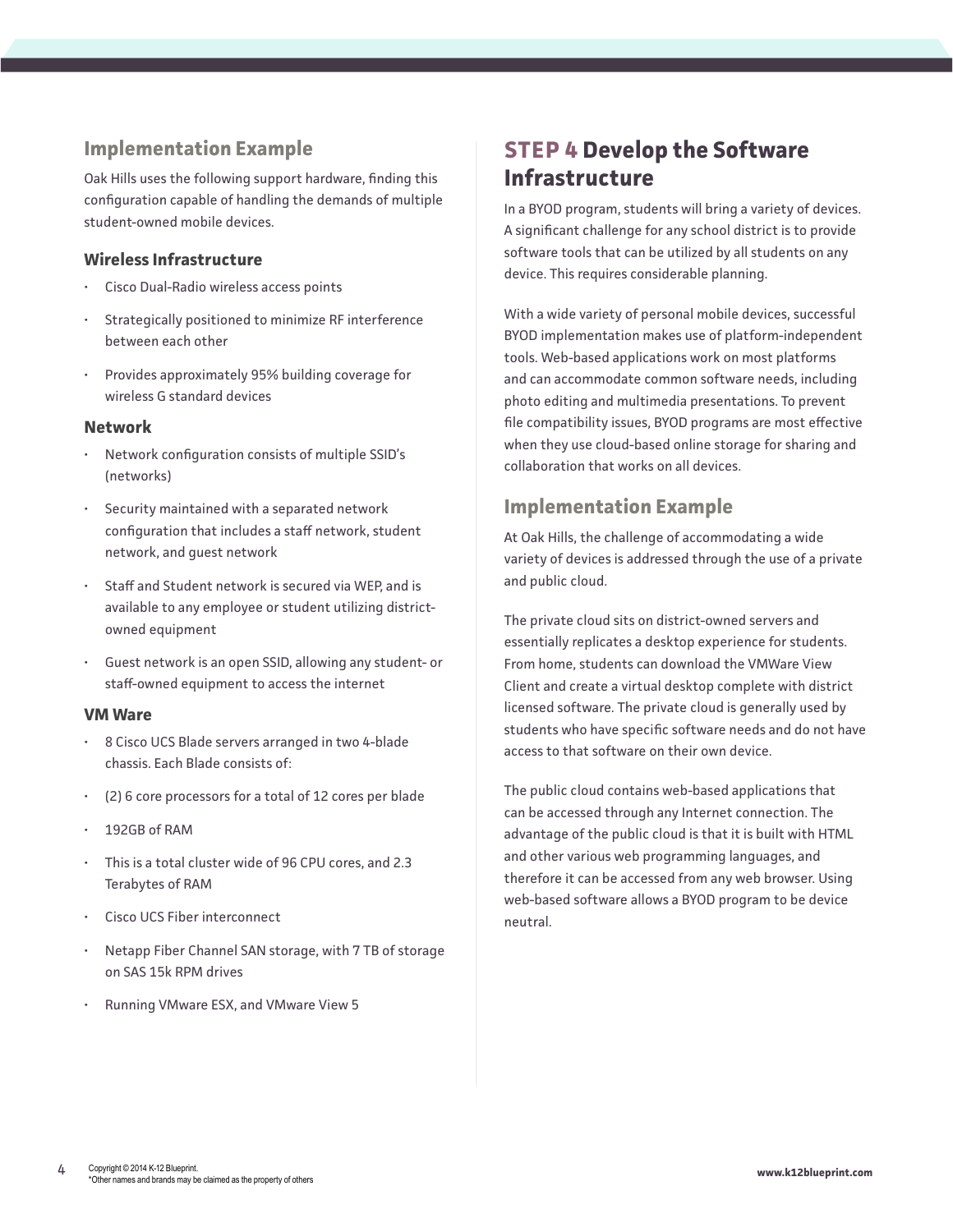## Implementation Example

Oak Hills uses the following support hardware, finding this configuration capable of handling the demands of multiple student-owned mobile devices.

### Wireless Infrastructure

- Cisco Dual-Radio wireless access points
- Strategically positioned to minimize RF interference between each other
- Provides approximately 95% building coverage for wireless G standard devices

### Network

- Network configuration consists of multiple SSID's (networks)
- Security maintained with a separated network configuration that includes a staff network, student network, and guest network
- Staff and Student network is secured via WEP, and is available to any employee or student utilizing district-owned equipment
- Guest network is an open SSID, allowing any student- or staff-owned equipment to access the internet

### VM Ware

- 8 Cisco UCS Blade servers arranged in two 4-blade chassis. Each Blade consists of:
- (2) 6 core processors for a total of 12 cores per blade
- 192GB of RAM
- This is a total cluster wide of 96 CPU cores, and 2.3 Terabytes of RAM
- Cisco UCS Fiber interconnect
- Netapp Fiber Channel SAN storage, with 7 TB of storage on SAS 15k RPM drives
- Running VMware ESX, and VMware View 5

## STEP 4 Develop the Software Infrastructure

In a BYOD program, students will bring a variety of devices. A significant challenge for any school district is to provide software tools that can be utilized by all students on any device. This requires considerable planning.

With a wide variety of personal mobile devices, successful BYOD implementation makes use of platform-independent tools. Web-based applications work on most platforms and can accommodate common software needs, including photo editing and multimedia presentations. To prevent file compatibility issues, BYOD programs are most effective when they use cloud-based online storage for sharing and collaboration that works on all devices.

## Implementation Example

At Oak Hills, the challenge of accommodating a wide variety of devices is addressed through the use of a private and public cloud.

The private cloud sits on district-owned servers and essentially replicates a desktop experience for students. From home, students can download the VMWare View Client and create a virtual desktop complete with district licensed software. The private cloud is generally used by students who have specific software needs and do not have access to that software on their own device.

The public cloud contains web-based applications that can be accessed through any Internet connection. The advantage of the public cloud is that it is built with HTML and other various web programming languages, and therefore it can be accessed from any web browser. Using web-based software allows a BYOD program to be device neutral.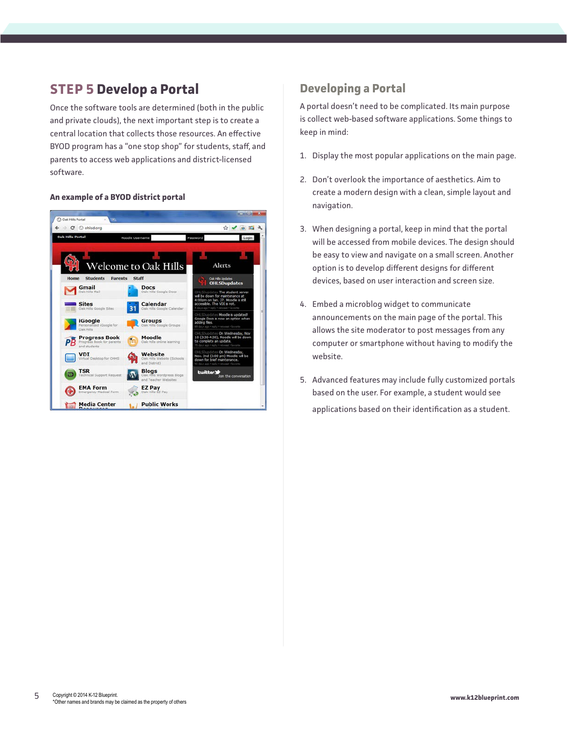## STEP 5 Develop a Portal

Once the software tools are determined (both in the public and private clouds), the next important step is to create a central location that collects those resources. An effective BYOD program has a "one stop shop" for students, staff, and parents to access web applications and district-licensed software.

**An example of a BYOD district portal**

## Developing a Portal

A portal doesn't need to be complicated. Its main purpose is collect web-based software applications. Some things to keep in mind:

1. Display the most popular applications on the main page.
2. Don't overlook the importance of aesthetics. Aim to create a modern design with a clean, simple layout and navigation.
3. When designing a portal, keep in mind that the portal will be accessed from mobile devices. The design should be easy to view and navigate on a small screen. Another option is to develop different designs for different devices, based on user interaction and screen size.
4. Embed a microblog widget to communicate announcements on the main page of the portal. This allows the site moderator to post messages from any computer or smartphone without having to modify the website.
5. Advanced features may include fully customized portals based on the user. For example, a student would see applications based on their identification as a student.

Copyright © 2014 K-12 Blueprint.
*Other names and brands may be claimed as the property of others

www.k12blueprint.com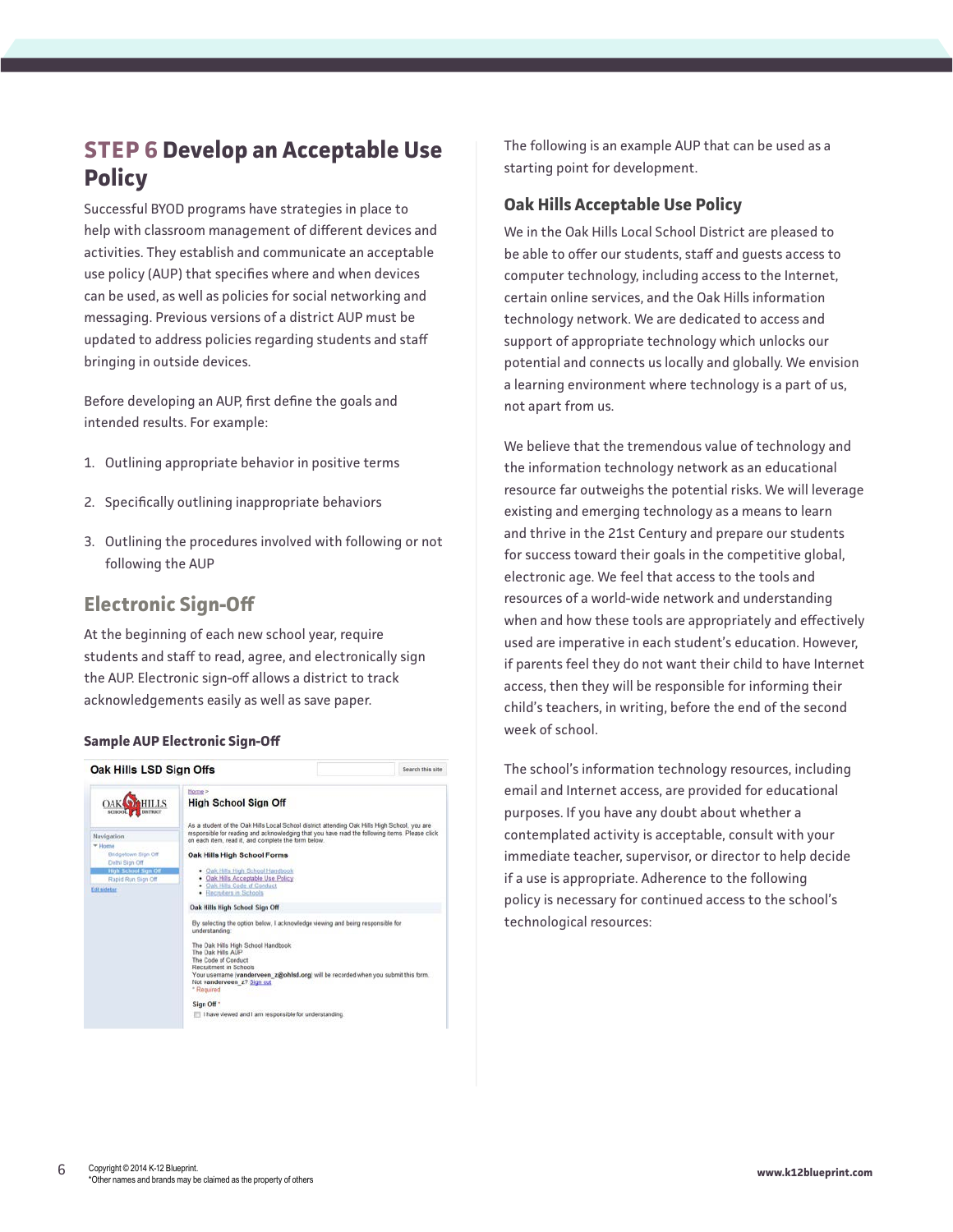## STEP 6 Develop an Acceptable Use Policy

Successful BYOD programs have strategies in place to help with classroom management of different devices and activities. They establish and communicate an acceptable use policy (AUP) that specifies where and when devices can be used, as well as policies for social networking and messaging. Previous versions of a district AUP must be updated to address policies regarding students and staff bringing in outside devices.

Before developing an AUP, first define the goals and intended results. For example:

1. Outlining appropriate behavior in positive terms
2. Specifically outlining inappropriate behaviors
3. Outlining the procedures involved with following or not following the AUP

### Electronic Sign-Off

At the beginning of each new school year, require students and staff to read, agree, and electronically sign the AUP. Electronic sign-off allows a district to track acknowledgements easily as well as save paper.

#### Sample AUP Electronic Sign-Off

The following is an example AUP that can be used as a starting point for development.

### Oak Hills Acceptable Use Policy

We in the Oak Hills Local School District are pleased to be able to offer our students, staff and guests access to computer technology, including access to the Internet, certain online services, and the Oak Hills information technology network. We are dedicated to access and support of appropriate technology which unlocks our potential and connects us locally and globally. We envision a learning environment where technology is a part of us, not apart from us.

We believe that the tremendous value of technology and the information technology network as an educational resource far outweighs the potential risks. We will leverage existing and emerging technology as a means to learn and thrive in the 21st Century and prepare our students for success toward their goals in the competitive global, electronic age. We feel that access to the tools and resources of a world-wide network and understanding when and how these tools are appropriately and effectively used are imperative in each student's education. However, if parents feel they do not want their child to have Internet access, then they will be responsible for informing their child's teachers, in writing, before the end of the second week of school.

The school's information technology resources, including email and Internet access, are provided for educational purposes. If you have any doubt about whether a contemplated activity is acceptable, consult with your immediate teacher, supervisor, or director to help decide if a use is appropriate. Adherence to the following policy is necessary for continued access to the school's technological resources: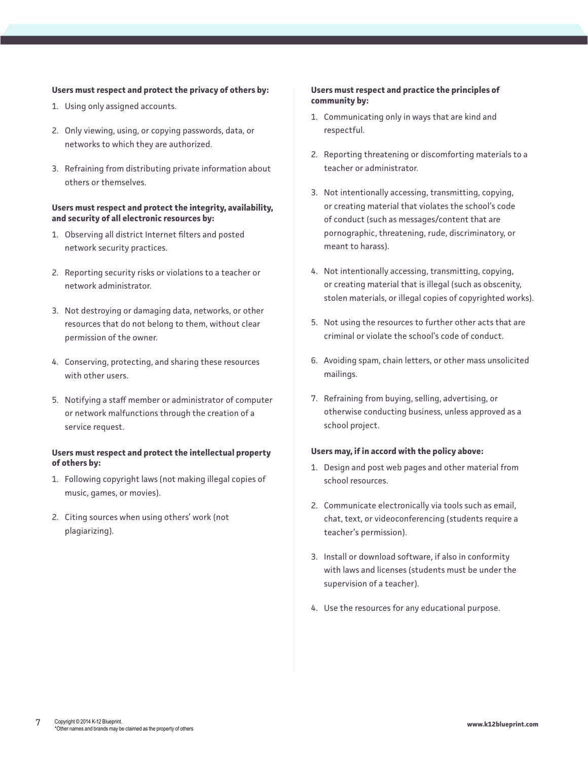**Users must respect and protect the privacy of others by:**

1. Using only assigned accounts.
2. Only viewing, using, or copying passwords, data, or networks to which they are authorized.
3. Refraining from distributing private information about others or themselves.

**Users must respect and protect the integrity, availability, and security of all electronic resources by:**

1. Observing all district Internet filters and posted network security practices.
2. Reporting security risks or violations to a teacher or network administrator.
3. Not destroying or damaging data, networks, or other resources that do not belong to them, without clear permission of the owner.
4. Conserving, protecting, and sharing these resources with other users.
5. Notifying a staff member or administrator of computer or network malfunctions through the creation of a service request.

**Users must respect and protect the intellectual property of others by:**

1. Following copyright laws (not making illegal copies of music, games, or movies).
2. Citing sources when using others' work (not plagiarizing).

**Users must respect and practice the principles of community by:**

1. Communicating only in ways that are kind and respectful.
2. Reporting threatening or discomforting materials to a teacher or administrator.
3. Not intentionally accessing, transmitting, copying, or creating material that violates the school's code of conduct (such as messages/content that are pornographic, threatening, rude, discriminatory, or meant to harass).
4. Not intentionally accessing, transmitting, copying, or creating material that is illegal (such as obscenity, stolen materials, or illegal copies of copyrighted works).
5. Not using the resources to further other acts that are criminal or violate the school's code of conduct.
6. Avoiding spam, chain letters, or other mass unsolicited mailings.
7. Refraining from buying, selling, advertising, or otherwise conducting business, unless approved as a school project.

**Users may, if in accord with the policy above:**

1. Design and post web pages and other material from school resources.
2. Communicate electronically via tools such as email, chat, text, or videoconferencing (students require a teacher's permission).
3. Install or download software, if also in conformity with laws and licenses (students must be under the supervision of a teacher).
4. Use the resources for any educational purpose.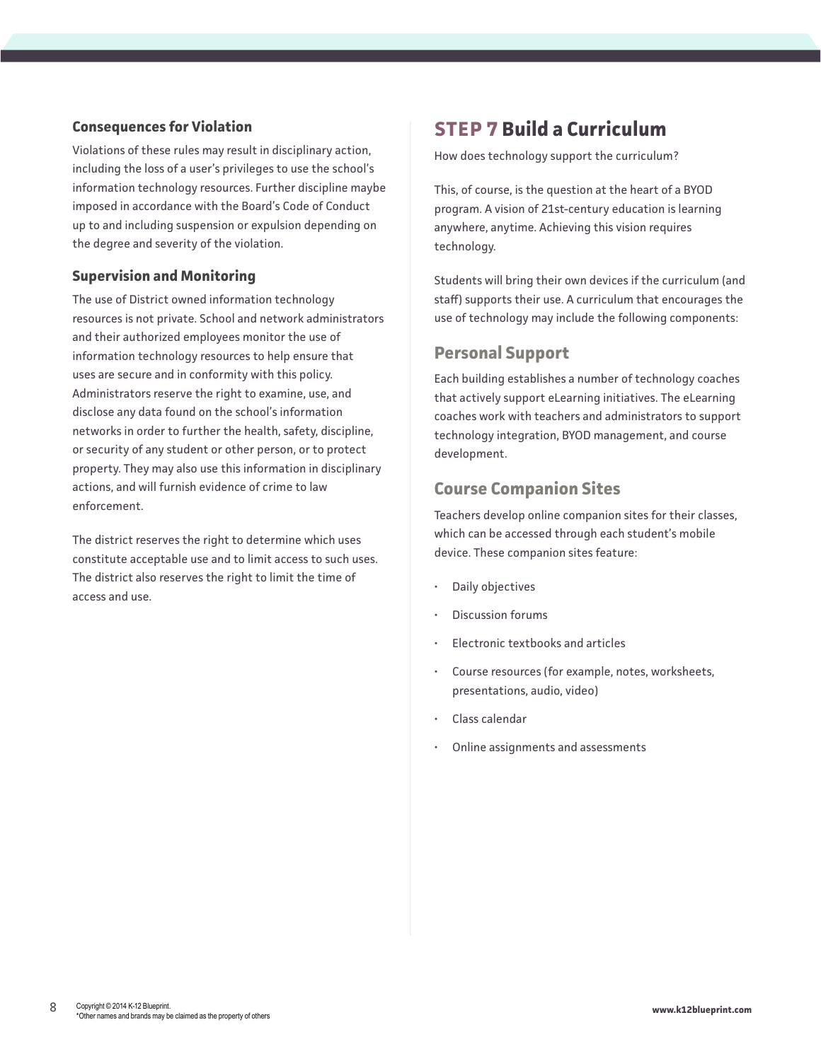### Consequences for Violation

Violations of these rules may result in disciplinary action, including the loss of a user's privileges to use the school's information technology resources. Further discipline maybe imposed in accordance with the Board's Code of Conduct up to and including suspension or expulsion depending on the degree and severity of the violation.

### Supervision and Monitoring

The use of District owned information technology resources is not private. School and network administrators and their authorized employees monitor the use of information technology resources to help ensure that uses are secure and in conformity with this policy. Administrators reserve the right to examine, use, and disclose any data found on the school's information networks in order to further the health, safety, discipline, or security of any student or other person, or to protect property. They may also use this information in disciplinary actions, and will furnish evidence of crime to law enforcement.

The district reserves the right to determine which uses constitute acceptable use and to limit access to such uses. The district also reserves the right to limit the time of access and use.

## STEP 7 Build a Curriculum

How does technology support the curriculum?

This, of course, is the question at the heart of a BYOD program. A vision of 21st-century education is learning anywhere, anytime. Achieving this vision requires technology.

Students will bring their own devices if the curriculum (and staff) supports their use. A curriculum that encourages the use of technology may include the following components:

### Personal Support

Each building establishes a number of technology coaches that actively support eLearning initiatives. The eLearning coaches work with teachers and administrators to support technology integration, BYOD management, and course development.

### Course Companion Sites

Teachers develop online companion sites for their classes, which can be accessed through each student's mobile device. These companion sites feature:

- Daily objectives
- Discussion forums
- Electronic textbooks and articles
- Course resources (for example, notes, worksheets, presentations, audio, video)
- Class calendar
- Online assignments and assessments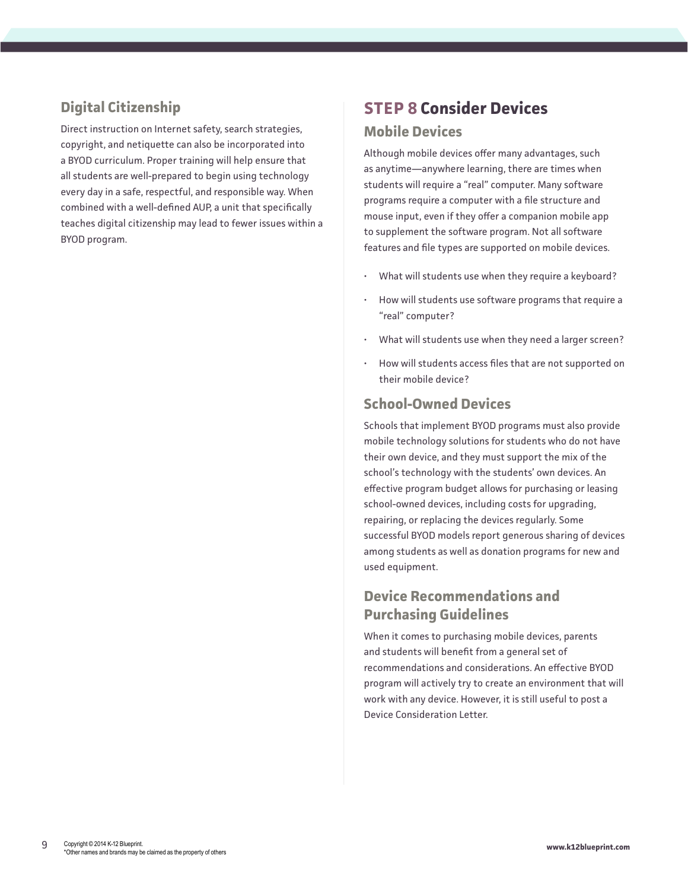### Digital Citizenship

Direct instruction on Internet safety, search strategies, copyright, and netiquette can also be incorporated into a BYOD curriculum. Proper training will help ensure that all students are well-prepared to begin using technology every day in a safe, respectful, and responsible way. When combined with a well-defined AUP, a unit that specifically teaches digital citizenship may lead to fewer issues within a BYOD program.

## STEP 8 Consider Devices

### Mobile Devices

Although mobile devices offer many advantages, such as anytime—anywhere learning, there are times when students will require a "real" computer. Many software programs require a computer with a file structure and mouse input, even if they offer a companion mobile app to supplement the software program. Not all software features and file types are supported on mobile devices.

- What will students use when they require a keyboard?
- How will students use software programs that require a "real" computer?
- What will students use when they need a larger screen?
- How will students access files that are not supported on their mobile device?

### School-Owned Devices

Schools that implement BYOD programs must also provide mobile technology solutions for students who do not have their own device, and they must support the mix of the school's technology with the students' own devices. An effective program budget allows for purchasing or leasing school-owned devices, including costs for upgrading, repairing, or replacing the devices regularly. Some successful BYOD models report generous sharing of devices among students as well as donation programs for new and used equipment.

### Device Recommendations and Purchasing Guidelines

When it comes to purchasing mobile devices, parents and students will benefit from a general set of recommendations and considerations. An effective BYOD program will actively try to create an environment that will work with any device. However, it is still useful to post a Device Consideration Letter.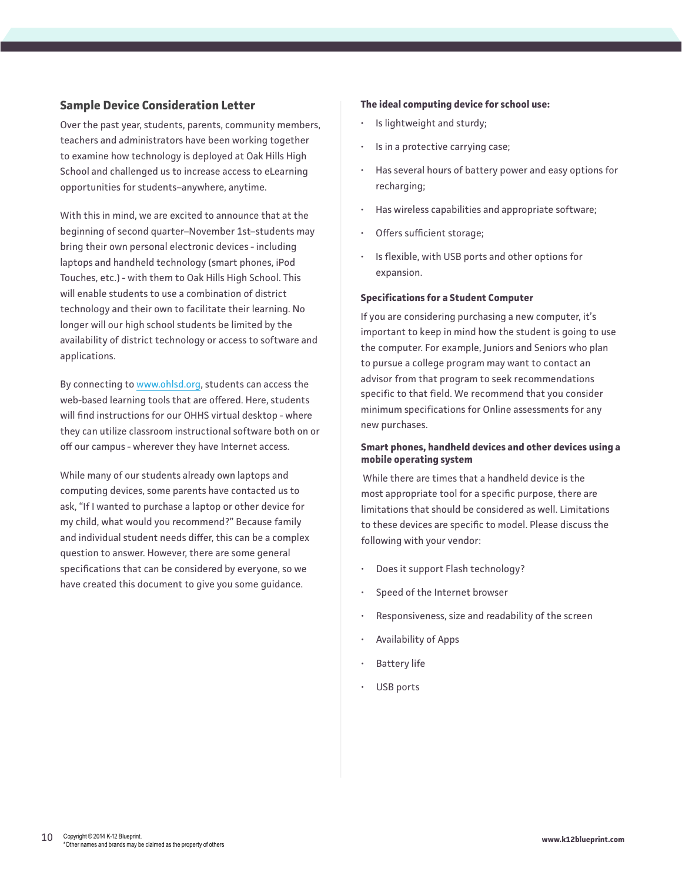## Sample Device Consideration Letter

Over the past year, students, parents, community members, teachers and administrators have been working together to examine how technology is deployed at Oak Hills High School and challenged us to increase access to eLearning opportunities for students–anywhere, anytime.

With this in mind, we are excited to announce that at the beginning of second quarter–November 1st–students may bring their own personal electronic devices - including laptops and handheld technology (smart phones, iPod Touches, etc.) - with them to Oak Hills High School. This will enable students to use a combination of district technology and their own to facilitate their learning. No longer will our high school students be limited by the availability of district technology or access to software and applications.

By connecting to www.ohlsd.org, students can access the web-based learning tools that are offered. Here, students will find instructions for our OHHS virtual desktop - where they can utilize classroom instructional software both on or off our campus - wherever they have Internet access.

While many of our students already own laptops and computing devices, some parents have contacted us to ask, "If I wanted to purchase a laptop or other device for my child, what would you recommend?" Because family and individual student needs differ, this can be a complex question to answer. However, there are some general specifications that can be considered by everyone, so we have created this document to give you some guidance.

**The ideal computing device for school use:**

- Is lightweight and sturdy;
- Is in a protective carrying case;
- Has several hours of battery power and easy options for recharging;
- Has wireless capabilities and appropriate software;
- Offers sufficient storage;
- Is flexible, with USB ports and other options for expansion.

**Specifications for a Student Computer**

If you are considering purchasing a new computer, it's important to keep in mind how the student is going to use the computer. For example, Juniors and Seniors who plan to pursue a college program may want to contact an advisor from that program to seek recommendations specific to that field. We recommend that you consider minimum specifications for Online assessments for any new purchases.

**Smart phones, handheld devices and other devices using a mobile operating system**

While there are times that a handheld device is the most appropriate tool for a specific purpose, there are limitations that should be considered as well. Limitations to these devices are specific to model. Please discuss the following with your vendor:

- Does it support Flash technology?
- Speed of the Internet browser
- Responsiveness, size and readability of the screen
- Availability of Apps
- Battery life
- USB ports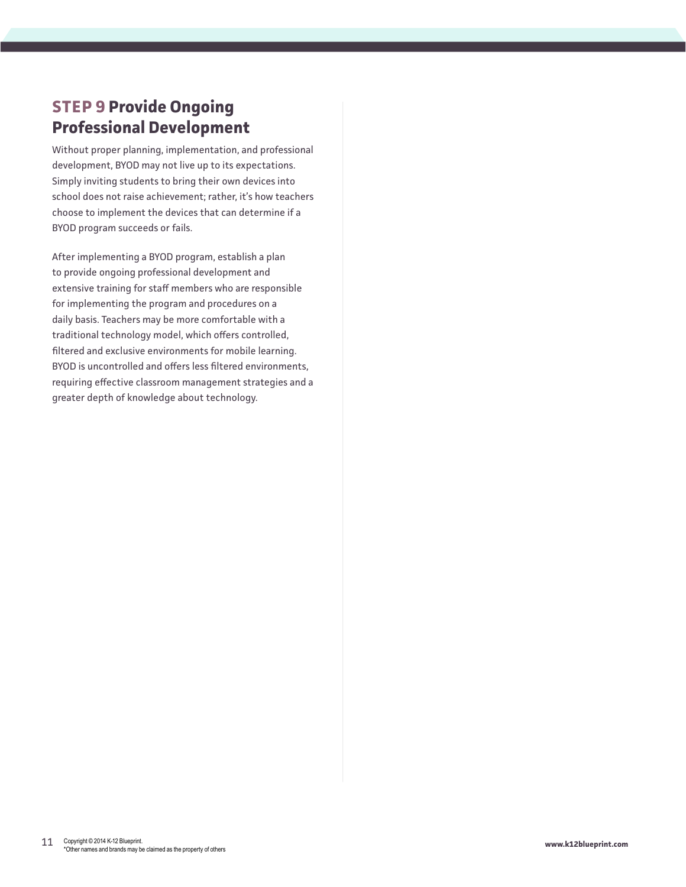## STEP 9 Provide Ongoing Professional Development

Without proper planning, implementation, and professional development, BYOD may not live up to its expectations. Simply inviting students to bring their own devices into school does not raise achievement; rather, it's how teachers choose to implement the devices that can determine if a BYOD program succeeds or fails.

After implementing a BYOD program, establish a plan to provide ongoing professional development and extensive training for staff members who are responsible for implementing the program and procedures on a daily basis. Teachers may be more comfortable with a traditional technology model, which offers controlled, filtered and exclusive environments for mobile learning. BYOD is uncontrolled and offers less filtered environments, requiring effective classroom management strategies and a greater depth of knowledge about technology.